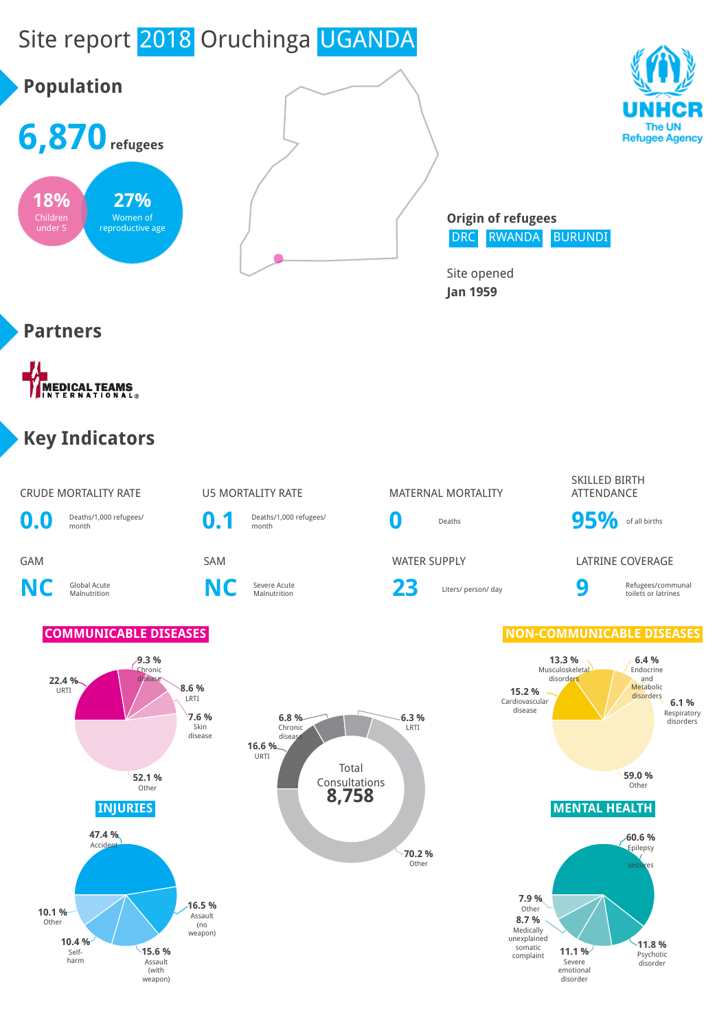# Site report 2018 Oruchinga UGANDA

UNHCR
The UN Refugee Agency

## Population

**6,870** refugees

**18%** Children under 5

**27%** Women of reproductive age

**Origin of refugees**
DRC RWANDA BURUNDI

Site opened
**Jan 1959**

## Partners

MEDICAL TEAMS INTERNATIONAL

## Key Indicators

| CRUDE MORTALITY RATE | U5 MORTALITY RATE | MATERNAL MORTALITY | SKILLED BIRTH ATTENDANCE |
|---|---|---|---|
| **0.0** Deaths/1,000 refugees/ month | **0.1** Deaths/1,000 refugees/ month | **0** Deaths | **95%** of all births |

| GAM | SAM | WATER SUPPLY | LATRINE COVERAGE |
|---|---|---|---|
| **NC** Global Acute Malnutrition | **NC** Severe Acute Malnutrition | **23** Liters/ person/ day | **9** Refugees/communal toilets or latrines |

### COMMUNICABLE DISEASES

- 22.4 % URTI
- 9.3 % Chronic disease
- 8.6 % LRTI
- 7.6 % Skin disease
- 52.1 % Other

### Total Consultations 8,758

- 6.8 % Chronic disease
- 6.3 % LRTI
- 16.6 % URTI
- 70.2 % Other

### NON-COMMUNICABLE DISEASES

- 13.3 % Musculoskeletal disorders
- 6.4 % Endocrine and Metabolic disorders
- 15.2 % Cardiovascular disease
- 6.1 % Respiratory disorders
- 59.0 % Other

### INJURIES

- 47.4 % Accident
- 16.5 % Assault (no weapon)
- 15.6 % Assault (with weapon)
- 10.4 % Self-harm
- 10.1 % Other

### MENTAL HEALTH

- 60.6 % Epilepsy seizures
- 11.8 % Psychotic disorder
- 11.1 % Severe emotional disorder
- 8.7 % Medically unexplained somatic complaint
- 7.9 % Other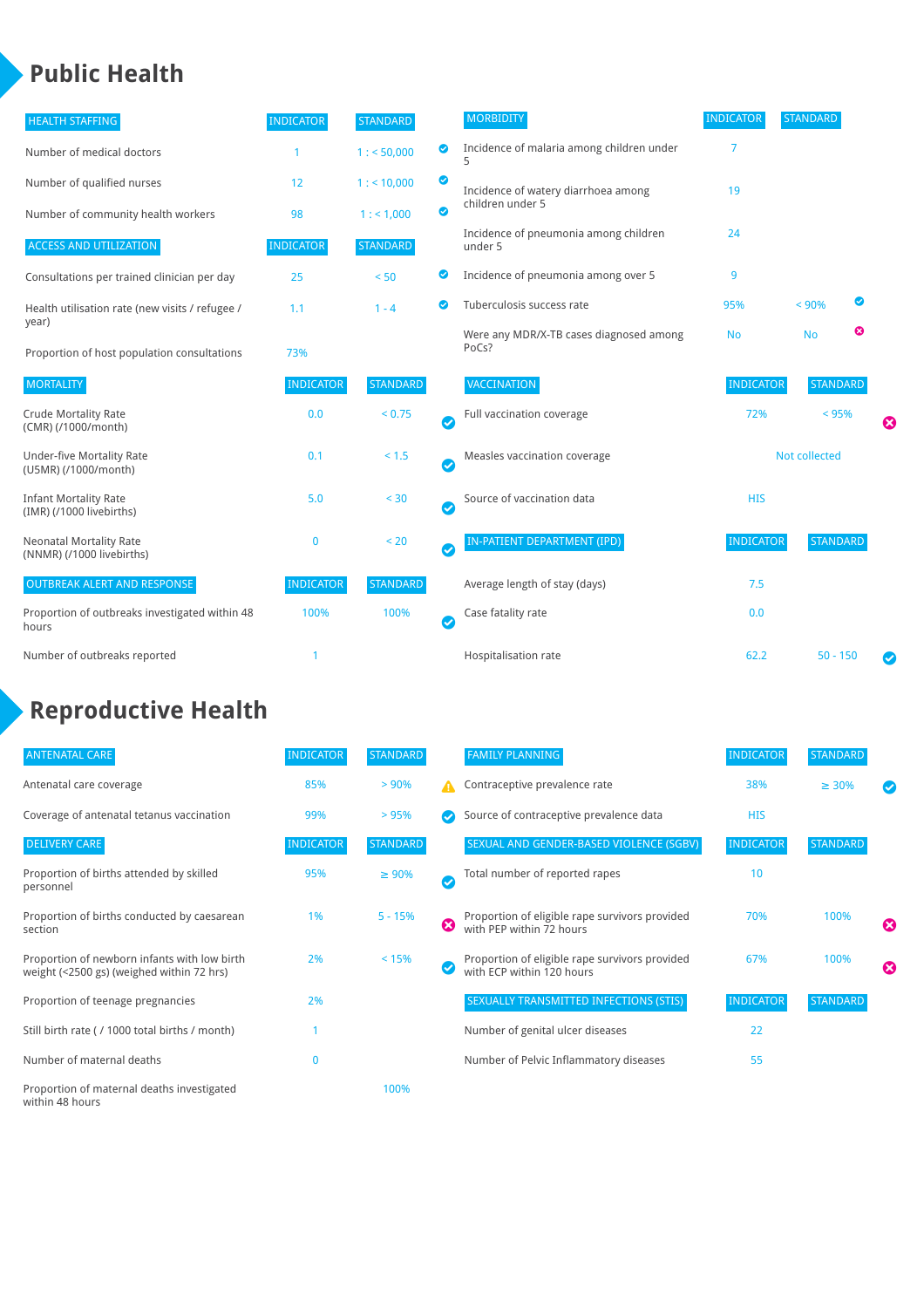# Public Health

| HEALTH STAFFING | INDICATOR | STANDARD | |
|---|---|---|---|
| Number of medical doctors | 1 | 1 : < 50,000 | ✔ |
| Number of qualified nurses | 12 | 1 : < 10,000 | ✔ |
| Number of community health workers | 98 | 1 : < 1,000 | ✔ |

| ACCESS AND UTILIZATION | INDICATOR | STANDARD | |
|---|---|---|---|
| Consultations per trained clinician per day | 25 | < 50 | ✔ |
| Health utilisation rate (new visits / refugee / year) | 1.1 | 1 - 4 | ✔ |
| Proportion of host population consultations | 73% | | |

| MORTALITY | INDICATOR | STANDARD | |
|---|---|---|---|
| Crude Mortality Rate (CMR) (/1000/month) | 0.0 | < 0.75 | ✔ |
| Under-five Mortality Rate (U5MR) (/1000/month) | 0.1 | < 1.5 | ✔ |
| Infant Mortality Rate (IMR) (/1000 livebirths) | 5.0 | < 30 | ✔ |
| Neonatal Mortality Rate (NNMR) (/1000 livebirths) | 0 | < 20 | ✔ |

| OUTBREAK ALERT AND RESPONSE | INDICATOR | STANDARD | |
|---|---|---|---|
| Proportion of outbreaks investigated within 48 hours | 100% | 100% | ✔ |
| Number of outbreaks reported | 1 | | |

| MORBIDITY | INDICATOR | STANDARD | |
|---|---|---|---|
| Incidence of malaria among children under 5 | 7 | | |
| Incidence of watery diarrhoea among children under 5 | 19 | | |
| Incidence of pneumonia among children under 5 | 24 | | |
| Incidence of pneumonia among over 5 | 9 | | |
| Tuberculosis success rate | 95% | < 90% | ✔ |
| Were any MDR/X-TB cases diagnosed among PoCs? | No | No | ✖ |

| VACCINATION | INDICATOR | STANDARD | |
|---|---|---|---|
| Full vaccination coverage | 72% | < 95% | ✖ |
| Measles vaccination coverage | Not collected | | |
| Source of vaccination data | HIS | | |

| IN-PATIENT DEPARTMENT (IPD) | INDICATOR | STANDARD | |
|---|---|---|---|
| Average length of stay (days) | 7.5 | | |
| Case fatality rate | 0.0 | | |
| Hospitalisation rate | 62.2 | 50 - 150 | ✔ |

# Reproductive Health

| ANTENATAL CARE | INDICATOR | STANDARD | |
|---|---|---|---|
| Antenatal care coverage | 85% | > 90% | ⚠ |
| Coverage of antenatal tetanus vaccination | 99% | > 95% | ✔ |

| DELIVERY CARE | INDICATOR | STANDARD | |
|---|---|---|---|
| Proportion of births attended by skilled personnel | 95% | ≥ 90% | ✔ |
| Proportion of births conducted by caesarean section | 1% | 5 - 15% | ✖ |
| Proportion of newborn infants with low birth weight (<2500 gs) (weighed within 72 hrs) | 2% | < 15% | ✔ |
| Proportion of teenage pregnancies | 2% | | |
| Still birth rate ( / 1000 total births / month) | 1 | | |
| Number of maternal deaths | 0 | | |
| Proportion of maternal deaths investigated within 48 hours | | 100% | |

| FAMILY PLANNING | INDICATOR | STANDARD | |
|---|---|---|---|
| Contraceptive prevalence rate | 38% | ≥ 30% | ✔ |
| Source of contraceptive prevalence data | HIS | | |

| SEXUAL AND GENDER-BASED VIOLENCE (SGBV) | INDICATOR | STANDARD | |
|---|---|---|---|
| Total number of reported rapes | 10 | | |
| Proportion of eligible rape survivors provided with PEP within 72 hours | 70% | 100% | ✖ |
| Proportion of eligible rape survivors provided with ECP within 120 hours | 67% | 100% | ✖ |

| SEXUALLY TRANSMITTED INFECTIONS (STIS) | INDICATOR | STANDARD |
|---|---|---|
| Number of genital ulcer diseases | 22 | |
| Number of Pelvic Inflammatory diseases | 55 | |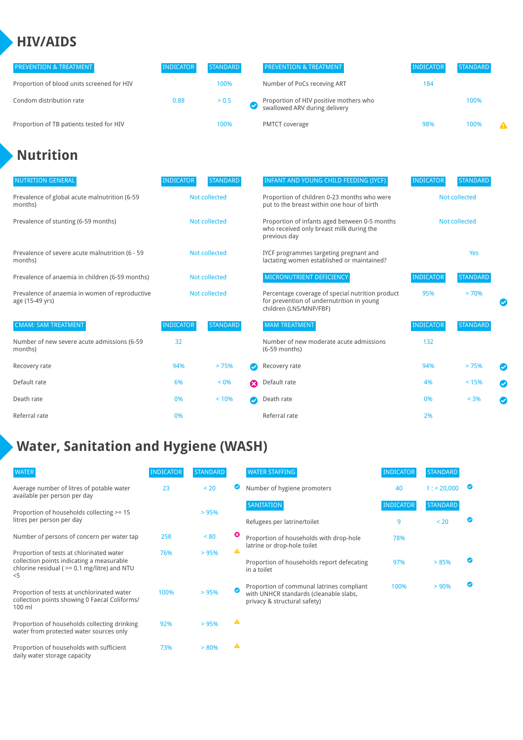# HIV/AIDS

| PREVENTION & TREATMENT | INDICATOR | STANDARD |  |
|---|---|---|---|
| Proportion of blood units screened for HIV |  | 100% |  |
| Condom distribution rate | 0.88 | > 0.5 | ✔ |
| Proportion of TB patients tested for HIV |  | 100% |  |

| PREVENTION & TREATMENT | INDICATOR | STANDARD |  |
|---|---|---|---|
| Number of PoCs receving ART | 184 |  |  |
| Proportion of HIV positive mothers who swallowed ARV during delivery |  | 100% |  |
| PMTCT coverage | 98% | 100% | ⚠ |

# Nutrition

| NUTRITION GENERAL | INDICATOR | STANDARD |
|---|---|---|
| Prevalence of global acute malnutrition (6-59 months) | Not collected | |
| Prevalence of stunting (6-59 months) | Not collected | |
| Prevalence of severe acute malnutrition (6 - 59 months) | Not collected | |
| Prevalence of anaemia in children (6-59 months) | Not collected | |
| Prevalence of anaemia in women of reproductive age (15-49 yrs) | Not collected | |

| INFANT AND YOUNG CHILD FEEDING (IYCF) | INDICATOR | STANDARD |
|---|---|---|
| Proportion of children 0-23 months who were put to the breast within one hour of birth | Not collected | |
| Proportion of infants aged between 0-5 months who received only breast milk during the previous day | Not collected | |
| IYCF programmes targeting pregnant and lactating women established or maintained? |  | Yes |

| MICRONUTRIENT DEFICIENCY | INDICATOR | STANDARD |  |
|---|---|---|---|
| Percentage coverage of special nutrition product for prevention of undernutrition in young children (LNS/MNP/FBF) | 95% | > 70% | ✔ |

| CMAM: SAM TREATMENT | INDICATOR | STANDARD |  |
|---|---|---|---|
| Number of new severe acute admissions (6-59 months) | 32 |  |  |
| Recovery rate | 94% | > 75% | ✔ |
| Default rate | 6% | < 0% | ✖ |
| Death rate | 0% | < 10% | ✔ |
| Referral rate | 0% |  |  |

| MAM TREATMENT | INDICATOR | STANDARD |  |
|---|---|---|---|
| Number of new moderate acute admissions (6-59 months) | 132 |  |  |
| Recovery rate | 94% | > 75% | ✔ |
| Default rate | 4% | < 15% | ✔ |
| Death rate | 0% | < 3% | ✔ |
| Referral rate | 2% |  |  |

# Water, Sanitation and Hygiene (WASH)

| WATER | INDICATOR | STANDARD |  |
|---|---|---|---|
| Average number of litres of potable water available per person per day | 23 | < 20 | ✔ |
| Proportion of households collecting >= 15 litres per person per day |  | > 95% |  |
| Number of persons of concern per water tap | 258 | < 80 | ✖ |
| Proportion of tests at chlorinated water collection points indicating a measurable chlorine residual ( >= 0.1 mg/litre) and NTU <5 | 76% | > 95% | ⚠ |
| Proportion of tests at unchlorinated water collection points showing 0 Faecal Coliforms/ 100 ml | 100% | > 95% | ✔ |
| Proportion of households collecting drinking water from protected water sources only | 92% | > 95% | ⚠ |
| Proportion of households with sufficient daily water storage capacity | 73% | > 80% | ⚠ |

| WATER STAFFING | INDICATOR | STANDARD |  |
|---|---|---|---|
| Number of hygiene promoters | 40 | 1 : < 20,000 | ✔ |

| SANITATION | INDICATOR | STANDARD |  |
|---|---|---|---|
| Refugees per latrine/toilet | 9 | < 20 | ✔ |
| Proportion of households with drop-hole latrine or drop-hole toilet | 78% |  |  |
| Proportion of households report defecating in a toilet | 97% | > 85% | ✔ |
| Proportion of communal latrines compliant with UNHCR standards (cleanable slabs, privacy & structural safety) | 100% | > 90% | ✔ |